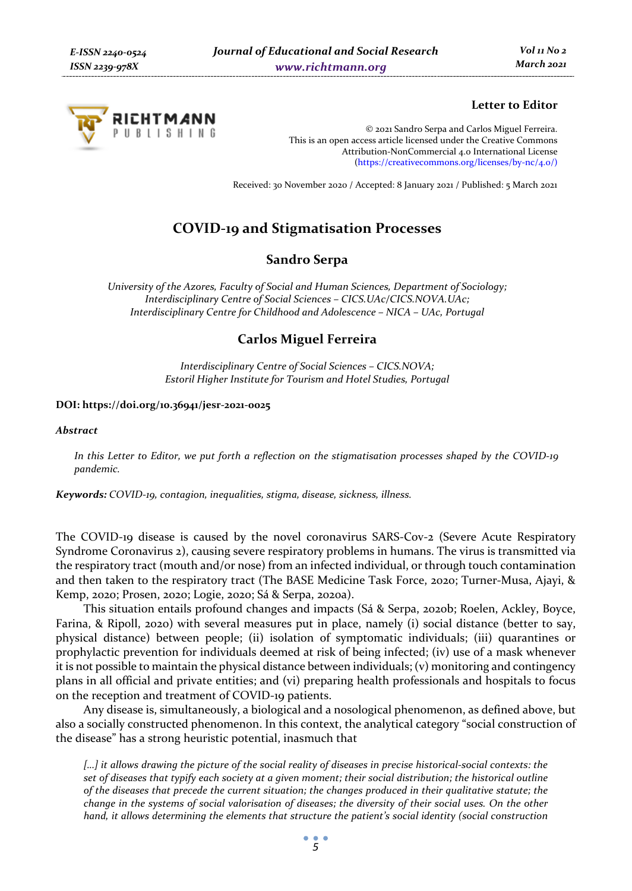**Letter to Editor**

© 2021 Sandro Serpa and Carlos Miguel Ferreira.
This is an open access article licensed under the Creative Commons Attribution-NonCommercial 4.0 International License (https://creativecommons.org/licenses/by-nc/4.0/)

Received: 30 November 2020 / Accepted: 8 January 2021 / Published: 5 March 2021

# COVID-19 and Stigmatisation Processes

## Sandro Serpa

*University of the Azores, Faculty of Social and Human Sciences, Department of Sociology; Interdisciplinary Centre of Social Sciences – CICS.UAc/CICS.NOVA.UAc; Interdisciplinary Centre for Childhood and Adolescence – NICA – UAc, Portugal*

## Carlos Miguel Ferreira

*Interdisciplinary Centre of Social Sciences – CICS.NOVA; Estoril Higher Institute for Tourism and Hotel Studies, Portugal*

**DOI: https://doi.org/10.36941/jesr-2021-0025**

***Abstract***

*In this Letter to Editor, we put forth a reflection on the stigmatisation processes shaped by the COVID-19 pandemic.*

***Keywords:*** *COVID-19, contagion, inequalities, stigma, disease, sickness, illness.*

The COVID-19 disease is caused by the novel coronavirus SARS-Cov-2 (Severe Acute Respiratory Syndrome Coronavirus 2), causing severe respiratory problems in humans. The virus is transmitted via the respiratory tract (mouth and/or nose) from an infected individual, or through touch contamination and then taken to the respiratory tract (The BASE Medicine Task Force, 2020; Turner-Musa, Ajayi, & Kemp, 2020; Prosen, 2020; Logie, 2020; Sá & Serpa, 2020a).

This situation entails profound changes and impacts (Sá & Serpa, 2020b; Roelen, Ackley, Boyce, Farina, & Ripoll, 2020) with several measures put in place, namely (i) social distance (better to say, physical distance) between people; (ii) isolation of symptomatic individuals; (iii) quarantines or prophylactic prevention for individuals deemed at risk of being infected; (iv) use of a mask whenever it is not possible to maintain the physical distance between individuals; (v) monitoring and contingency plans in all official and private entities; and (vi) preparing health professionals and hospitals to focus on the reception and treatment of COVID-19 patients.

Any disease is, simultaneously, a biological and a nosological phenomenon, as defined above, but also a socially constructed phenomenon. In this context, the analytical category "social construction of the disease" has a strong heuristic potential, inasmuch that

> *[...] it allows drawing the picture of the social reality of diseases in precise historical-social contexts: the set of diseases that typify each society at a given moment; their social distribution; the historical outline of the diseases that precede the current situation; the changes produced in their qualitative statute; the change in the systems of social valorisation of diseases; the diversity of their social uses. On the other hand, it allows determining the elements that structure the patient's social identity (social construction*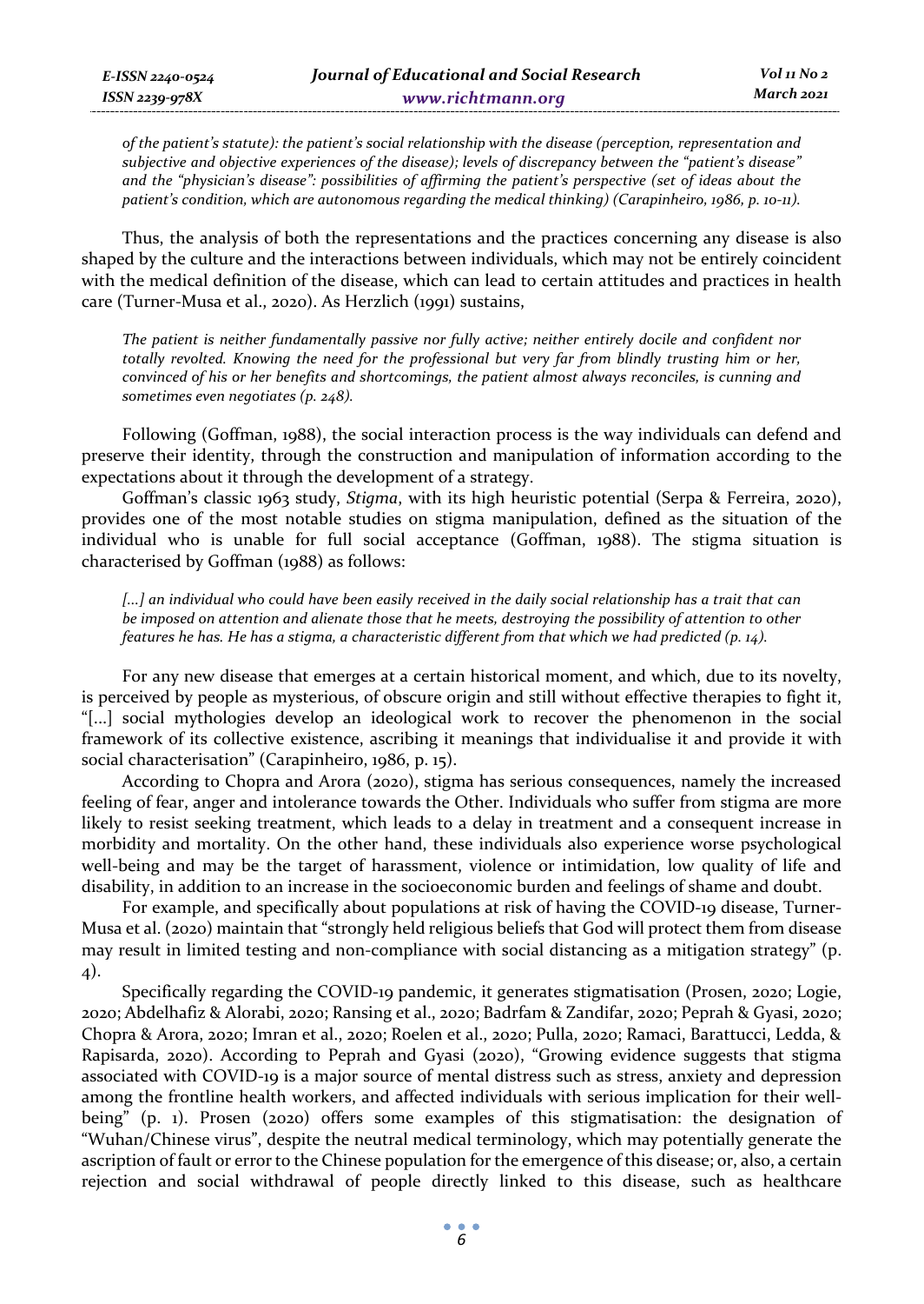*of the patient's statute): the patient's social relationship with the disease (perception, representation and subjective and objective experiences of the disease); levels of discrepancy between the "patient's disease" and the "physician's disease": possibilities of affirming the patient's perspective (set of ideas about the patient's condition, which are autonomous regarding the medical thinking) (Carapinheiro, 1986, p. 10-11).*

Thus, the analysis of both the representations and the practices concerning any disease is also shaped by the culture and the interactions between individuals, which may not be entirely coincident with the medical definition of the disease, which can lead to certain attitudes and practices in health care (Turner-Musa et al., 2020). As Herzlich (1991) sustains,

*The patient is neither fundamentally passive nor fully active; neither entirely docile and confident nor totally revolted. Knowing the need for the professional but very far from blindly trusting him or her, convinced of his or her benefits and shortcomings, the patient almost always reconciles, is cunning and sometimes even negotiates (p. 248).*

Following (Goffman, 1988), the social interaction process is the way individuals can defend and preserve their identity, through the construction and manipulation of information according to the expectations about it through the development of a strategy.

Goffman's classic 1963 study, *Stigma*, with its high heuristic potential (Serpa & Ferreira, 2020), provides one of the most notable studies on stigma manipulation, defined as the situation of the individual who is unable for full social acceptance (Goffman, 1988). The stigma situation is characterised by Goffman (1988) as follows:

*[...] an individual who could have been easily received in the daily social relationship has a trait that can be imposed on attention and alienate those that he meets, destroying the possibility of attention to other features he has. He has a stigma, a characteristic different from that which we had predicted (p. 14).*

For any new disease that emerges at a certain historical moment, and which, due to its novelty, is perceived by people as mysterious, of obscure origin and still without effective therapies to fight it, "[...] social mythologies develop an ideological work to recover the phenomenon in the social framework of its collective existence, ascribing it meanings that individualise it and provide it with social characterisation" (Carapinheiro, 1986, p. 15).

According to Chopra and Arora (2020), stigma has serious consequences, namely the increased feeling of fear, anger and intolerance towards the Other. Individuals who suffer from stigma are more likely to resist seeking treatment, which leads to a delay in treatment and a consequent increase in morbidity and mortality. On the other hand, these individuals also experience worse psychological well-being and may be the target of harassment, violence or intimidation, low quality of life and disability, in addition to an increase in the socioeconomic burden and feelings of shame and doubt.

For example, and specifically about populations at risk of having the COVID-19 disease, Turner-Musa et al. (2020) maintain that "strongly held religious beliefs that God will protect them from disease may result in limited testing and non-compliance with social distancing as a mitigation strategy" (p. 4).

Specifically regarding the COVID-19 pandemic, it generates stigmatisation (Prosen, 2020; Logie, 2020; Abdelhafiz & Alorabi, 2020; Ransing et al., 2020; Badrfam & Zandifar, 2020; Peprah & Gyasi, 2020; Chopra & Arora, 2020; Imran et al., 2020; Roelen et al., 2020; Pulla, 2020; Ramaci, Barattucci, Ledda, & Rapisarda, 2020). According to Peprah and Gyasi (2020), "Growing evidence suggests that stigma associated with COVID-19 is a major source of mental distress such as stress, anxiety and depression among the frontline health workers, and affected individuals with serious implication for their well-being" (p. 1). Prosen (2020) offers some examples of this stigmatisation: the designation of "Wuhan/Chinese virus", despite the neutral medical terminology, which may potentially generate the ascription of fault or error to the Chinese population for the emergence of this disease; or, also, a certain rejection and social withdrawal of people directly linked to this disease, such as healthcare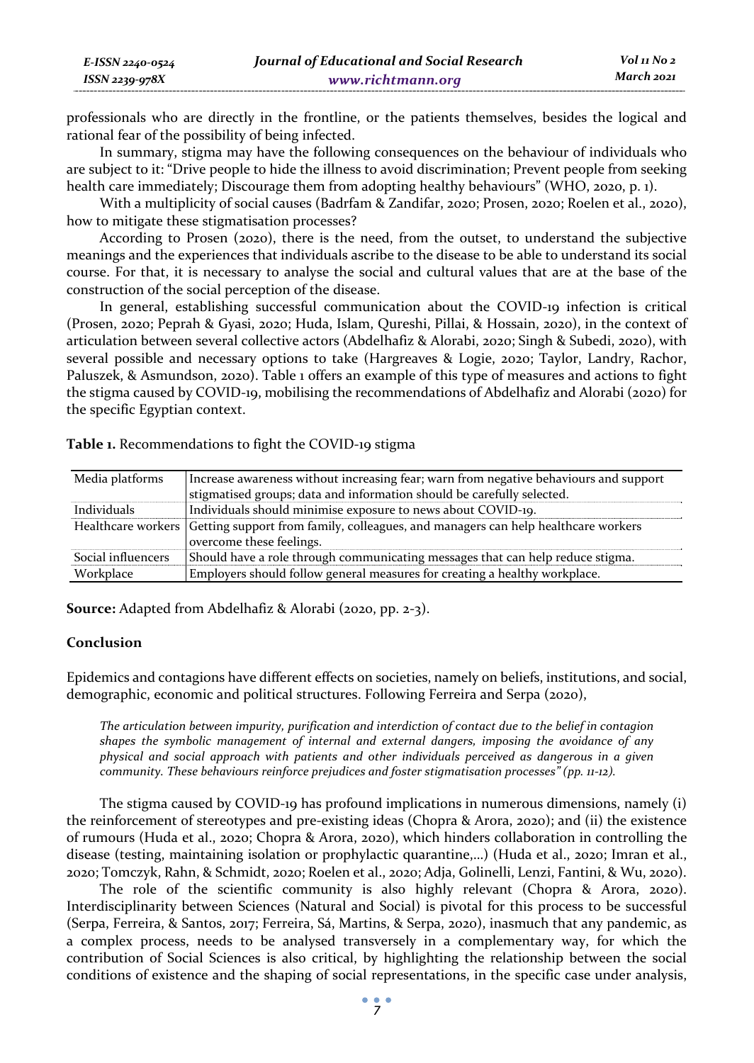professionals who are directly in the frontline, or the patients themselves, besides the logical and rational fear of the possibility of being infected.

In summary, stigma may have the following consequences on the behaviour of individuals who are subject to it: "Drive people to hide the illness to avoid discrimination; Prevent people from seeking health care immediately; Discourage them from adopting healthy behaviours" (WHO, 2020, p. 1).

With a multiplicity of social causes (Badrfam & Zandifar, 2020; Prosen, 2020; Roelen et al., 2020), how to mitigate these stigmatisation processes?

According to Prosen (2020), there is the need, from the outset, to understand the subjective meanings and the experiences that individuals ascribe to the disease to be able to understand its social course. For that, it is necessary to analyse the social and cultural values that are at the base of the construction of the social perception of the disease.

In general, establishing successful communication about the COVID-19 infection is critical (Prosen, 2020; Peprah & Gyasi, 2020; Huda, Islam, Qureshi, Pillai, & Hossain, 2020), in the context of articulation between several collective actors (Abdelhafiz & Alorabi, 2020; Singh & Subedi, 2020), with several possible and necessary options to take (Hargreaves & Logie, 2020; Taylor, Landry, Rachor, Paluszek, & Asmundson, 2020). Table 1 offers an example of this type of measures and actions to fight the stigma caused by COVID-19, mobilising the recommendations of Abdelhafiz and Alorabi (2020) for the specific Egyptian context.

**Table 1.** Recommendations to fight the COVID-19 stigma

| | |
|---|---|
| Media platforms | Increase awareness without increasing fear; warn from negative behaviours and support stigmatised groups; data and information should be carefully selected. |
| Individuals | Individuals should minimise exposure to news about COVID-19. |
| Healthcare workers | Getting support from family, colleagues, and managers can help healthcare workers overcome these feelings. |
| Social influencers | Should have a role through communicating messages that can help reduce stigma. |
| Workplace | Employers should follow general measures for creating a healthy workplace. |

**Source:** Adapted from Abdelhafiz & Alorabi (2020, pp. 2-3).

## Conclusion

Epidemics and contagions have different effects on societies, namely on beliefs, institutions, and social, demographic, economic and political structures. Following Ferreira and Serpa (2020),

> *The articulation between impurity, purification and interdiction of contact due to the belief in contagion shapes the symbolic management of internal and external dangers, imposing the avoidance of any physical and social approach with patients and other individuals perceived as dangerous in a given community. These behaviours reinforce prejudices and foster stigmatisation processes" (pp. 11-12).*

The stigma caused by COVID-19 has profound implications in numerous dimensions, namely (i) the reinforcement of stereotypes and pre-existing ideas (Chopra & Arora, 2020); and (ii) the existence of rumours (Huda et al., 2020; Chopra & Arora, 2020), which hinders collaboration in controlling the disease (testing, maintaining isolation or prophylactic quarantine,...) (Huda et al., 2020; Imran et al., 2020; Tomczyk, Rahn, & Schmidt, 2020; Roelen et al., 2020; Adja, Golinelli, Lenzi, Fantini, & Wu, 2020).

The role of the scientific community is also highly relevant (Chopra & Arora, 2020). Interdisciplinarity between Sciences (Natural and Social) is pivotal for this process to be successful (Serpa, Ferreira, & Santos, 2017; Ferreira, Sá, Martins, & Serpa, 2020), inasmuch that any pandemic, as a complex process, needs to be analysed transversely in a complementary way, for which the contribution of Social Sciences is also critical, by highlighting the relationship between the social conditions of existence and the shaping of social representations, in the specific case under analysis,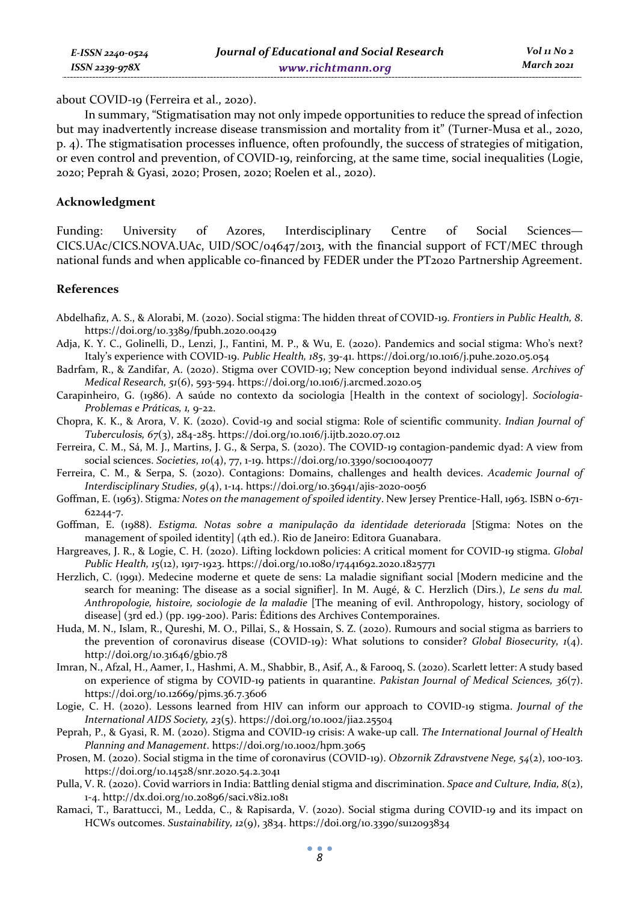about COVID-19 (Ferreira et al., 2020).

In summary, "Stigmatisation may not only impede opportunities to reduce the spread of infection but may inadvertently increase disease transmission and mortality from it" (Turner-Musa et al., 2020, p. 4). The stigmatisation processes influence, often profoundly, the success of strategies of mitigation, or even control and prevention, of COVID-19, reinforcing, at the same time, social inequalities (Logie, 2020; Peprah & Gyasi, 2020; Prosen, 2020; Roelen et al., 2020).

## Acknowledgment

Funding: University of Azores, Interdisciplinary Centre of Social Sciences—CICS.UAc/CICS.NOVA.UAc, UID/SOC/04647/2013, with the financial support of FCT/MEC through national funds and when applicable co-financed by FEDER under the PT2020 Partnership Agreement.

## References

Abdelhafiz, A. S., & Alorabi, M. (2020). Social stigma: The hidden threat of COVID-19. *Frontiers in Public Health, 8*. https://doi.org/10.3389/fpubh.2020.00429

Adja, K. Y. C., Golinelli, D., Lenzi, J., Fantini, M. P., & Wu, E. (2020). Pandemics and social stigma: Who's next? Italy's experience with COVID-19. *Public Health, 185*, 39-41. https://doi.org/10.1016/j.puhe.2020.05.054

Badrfam, R., & Zandifar, A. (2020). Stigma over COVID-19; New conception beyond individual sense. *Archives of Medical Research, 51*(6), 593-594. https://doi.org/10.1016/j.arcmed.2020.05

Carapinheiro, G. (1986). A saúde no contexto da sociologia [Health in the context of sociology]. *Sociologia-Problemas e Práticas, 1,* 9-22.

Chopra, K. K., & Arora, V. K. (2020). Covid-19 and social stigma: Role of scientific community. *Indian Journal of Tuberculosis, 67*(3), 284-285. https://doi.org/10.1016/j.ijtb.2020.07.012

Ferreira, C. M., Sá, M. J., Martins, J. G., & Serpa, S. (2020). The COVID-19 contagion-pandemic dyad: A view from social sciences. *Societies, 10*(4), 77, 1-19. https://doi.org/10.3390/soc10040077

Ferreira, C. M., & Serpa, S. (2020). Contagions: Domains, challenges and health devices. *Academic Journal of Interdisciplinary Studies, 9*(4), 1-14. https://doi.org/10.36941/ajis-2020-0056

Goffman, E. (1963). Stigma*: Notes on the management of spoiled identity*. New Jersey Prentice-Hall, 1963. ISBN 0-671-62244-7.

Goffman, E. (1988). *Estigma. Notas sobre a manipulação da identidade deteriorada* [Stigma: Notes on the management of spoiled identity] (4th ed.). Rio de Janeiro: Editora Guanabara.

Hargreaves, J. R., & Logie, C. H. (2020). Lifting lockdown policies: A critical moment for COVID-19 stigma. *Global Public Health, 15*(12), 1917-1923. https://doi.org/10.1080/17441692.2020.1825771

Herzlich, C. (1991). Medecine moderne et quete de sens: La maladie signifiant social [Modern medicine and the search for meaning: The disease as a social signifier]. In M. Augé, & C. Herzlich (Dirs.), *Le sens du mal. Anthropologie, histoire, sociologie de la maladie* [The meaning of evil. Anthropology, history, sociology of disease] (3rd ed.) (pp. 199-200). Paris: Éditions des Archives Contemporaines.

Huda, M. N., Islam, R., Qureshi, M. O., Pillai, S., & Hossain, S. Z. (2020). Rumours and social stigma as barriers to the prevention of coronavirus disease (COVID-19): What solutions to consider? *Global Biosecurity, 1*(4). http://doi.org/10.31646/gbio.78

Imran, N., Afzal, H., Aamer, I., Hashmi, A. M., Shabbir, B., Asif, A., & Farooq, S. (2020). Scarlett letter: A study based on experience of stigma by COVID-19 patients in quarantine. *Pakistan Journal of Medical Sciences, 36*(7). https://doi.org/10.12669/pjms.36.7.3606

Logie, C. H. (2020). Lessons learned from HIV can inform our approach to COVID-19 stigma. *Journal of the International AIDS Society, 23*(5). https://doi.org/10.1002/jia2.25504

Peprah, P., & Gyasi, R. M. (2020). Stigma and COVID-19 crisis: A wake-up call. *The International Journal of Health Planning and Management*. https://doi.org/10.1002/hpm.3065

Prosen, M. (2020). Social stigma in the time of coronavirus (COVID-19). *Obzornik Zdravstvene Nege, 54*(2), 100-103. https://doi.org/10.14528/snr.2020.54.2.3041

Pulla, V. R. (2020). Covid warriors in India: Battling denial stigma and discrimination. *Space and Culture, India, 8*(2), 1-4. http://dx.doi.org/10.20896/saci.v8i2.1081

Ramaci, T., Barattucci, M., Ledda, C., & Rapisarda, V. (2020). Social stigma during COVID-19 and its impact on HCWs outcomes. *Sustainability, 12*(9), 3834. https://doi.org/10.3390/su12093834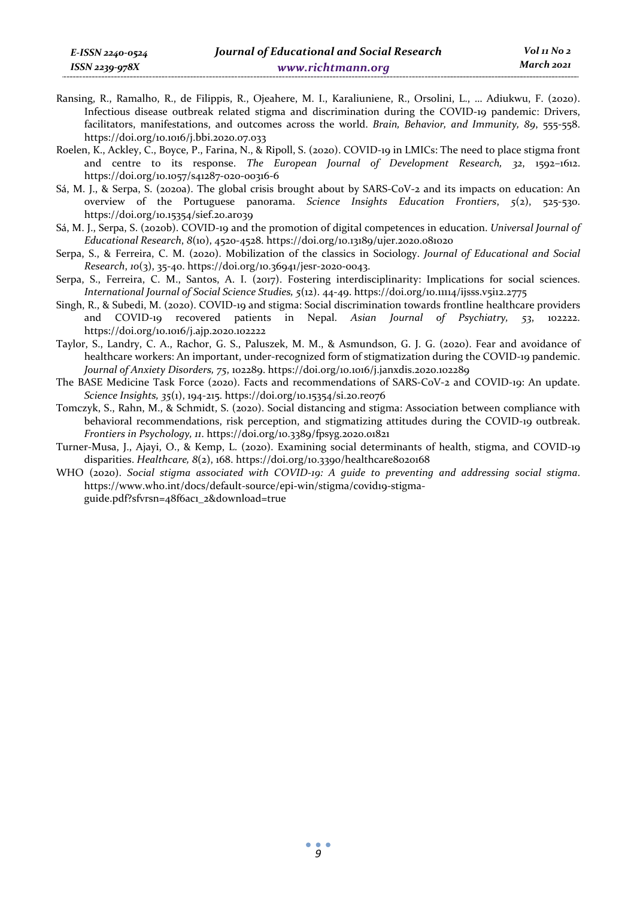Ransing, R., Ramalho, R., de Filippis, R., Ojeahere, M. I., Karaliuniene, R., Orsolini, L., ... Adiukwu, F. (2020). Infectious disease outbreak related stigma and discrimination during the COVID-19 pandemic: Drivers, facilitators, manifestations, and outcomes across the world. *Brain, Behavior, and Immunity, 89*, 555-558. https://doi.org/10.1016/j.bbi.2020.07.033

Roelen, K., Ackley, C., Boyce, P., Farina, N., & Ripoll, S. (2020). COVID-19 in LMICs: The need to place stigma front and centre to its response. *The European Journal of Development Research, 32*, 1592–1612. https://doi.org/10.1057/s41287-020-00316-6

Sá, M. J., & Serpa, S. (2020a). The global crisis brought about by SARS-CoV-2 and its impacts on education: An overview of the Portuguese panorama. *Science Insights Education Frontiers, 5*(2), 525-530. https://doi.org/10.15354/sief.20.ar039

Sá, M. J., Serpa, S. (2020b). COVID-19 and the promotion of digital competences in education. *Universal Journal of Educational Research, 8*(10), 4520-4528. https://doi.org/10.13189/ujer.2020.081020

Serpa, S., & Ferreira, C. M. (2020). Mobilization of the classics in Sociology. *Journal of Educational and Social Research, 10*(3), 35-40. https://doi.org/10.36941/jesr-2020-0043.

Serpa, S., Ferreira, C. M., Santos, A. I. (2017). Fostering interdisciplinarity: Implications for social sciences. *International Journal of Social Science Studies, 5*(12). 44-49. https://doi.org/10.11114/ijsss.v5i12.2775

Singh, R., & Subedi, M. (2020). COVID-19 and stigma: Social discrimination towards frontline healthcare providers and COVID-19 recovered patients in Nepal. *Asian Journal of Psychiatry, 53*, 102222. https://doi.org/10.1016/j.ajp.2020.102222

Taylor, S., Landry, C. A., Rachor, G. S., Paluszek, M. M., & Asmundson, G. J. G. (2020). Fear and avoidance of healthcare workers: An important, under-recognized form of stigmatization during the COVID-19 pandemic. *Journal of Anxiety Disorders, 75*, 102289. https://doi.org/10.1016/j.janxdis.2020.102289

The BASE Medicine Task Force (2020). Facts and recommendations of SARS-CoV-2 and COVID-19: An update. *Science Insights, 35*(1), 194-215. https://doi.org/10.15354/si.20.re076

Tomczyk, S., Rahn, M., & Schmidt, S. (2020). Social distancing and stigma: Association between compliance with behavioral recommendations, risk perception, and stigmatizing attitudes during the COVID-19 outbreak. *Frontiers in Psychology, 11*. https://doi.org/10.3389/fpsyg.2020.01821

Turner-Musa, J., Ajayi, O., & Kemp, L. (2020). Examining social determinants of health, stigma, and COVID-19 disparities. *Healthcare, 8*(2), 168. https://doi.org/10.3390/healthcare8020168

WHO (2020). *Social stigma associated with COVID-19: A guide to preventing and addressing social stigma*. https://www.who.int/docs/default-source/epi-win/stigma/covid19-stigma-guide.pdf?sfvrsn=48f6ac1_2&download=true